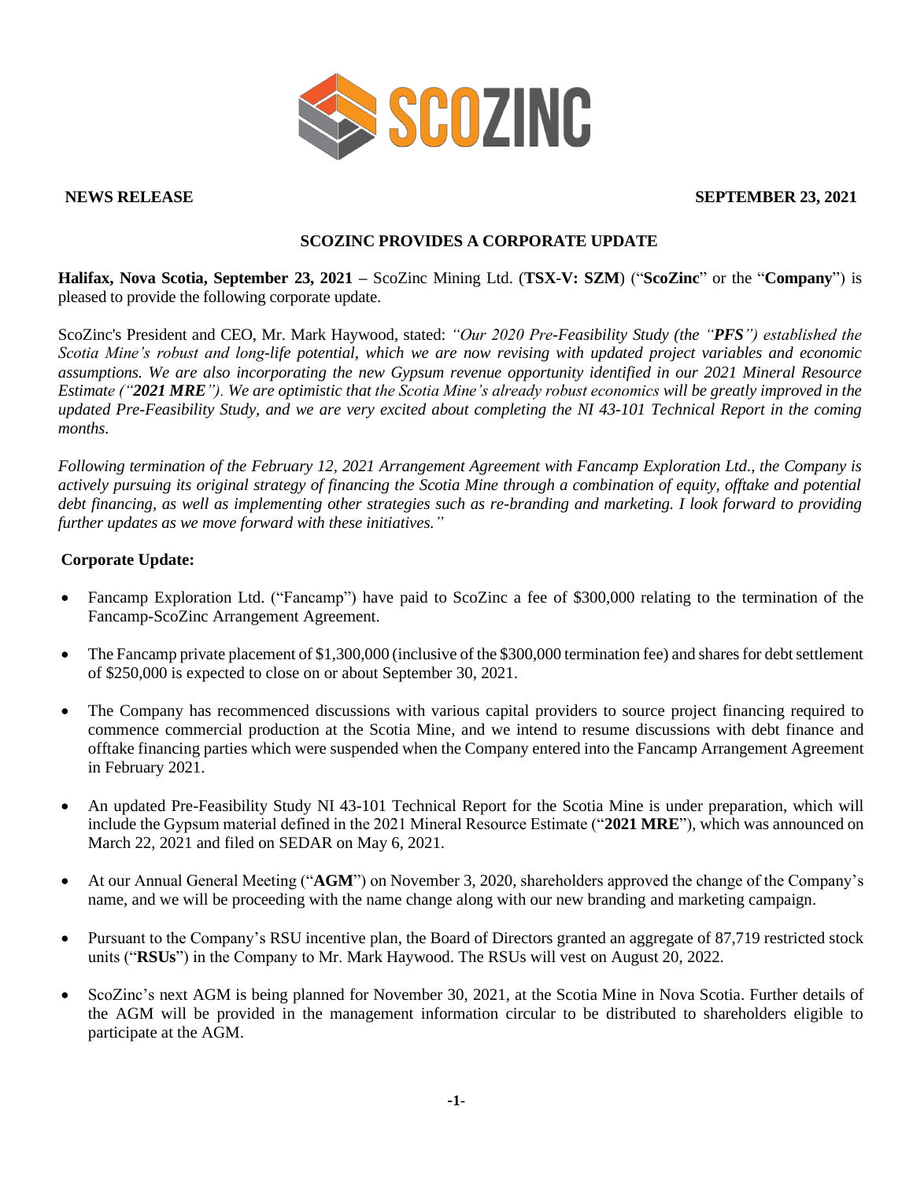**NEWS RELEASE** **SEPTEMBER 23, 2021**

# SCOZINC PROVIDES A CORPORATE UPDATE

**Halifax, Nova Scotia, September 23, 2021 –** ScoZinc Mining Ltd. (**TSX-V: SZM**) ("**ScoZinc**" or the "**Company**") is pleased to provide the following corporate update.

ScoZinc's President and CEO, Mr. Mark Haywood, stated: *"Our 2020 Pre-Feasibility Study (the "**PFS**") established the Scotia Mine's robust and long-life potential, which we are now revising with updated project variables and economic assumptions. We are also incorporating the new Gypsum revenue opportunity identified in our 2021 Mineral Resource Estimate ("**2021 MRE**"). We are optimistic that the Scotia Mine's already robust economics will be greatly improved in the updated Pre-Feasibility Study, and we are very excited about completing the NI 43-101 Technical Report in the coming months.*

*Following termination of the February 12, 2021 Arrangement Agreement with Fancamp Exploration Ltd., the Company is actively pursuing its original strategy of financing the Scotia Mine through a combination of equity, offtake and potential debt financing, as well as implementing other strategies such as re-branding and marketing. I look forward to providing further updates as we move forward with these initiatives."*

**Corporate Update:**

- Fancamp Exploration Ltd. ("Fancamp") have paid to ScoZinc a fee of $300,000 relating to the termination of the Fancamp-ScoZinc Arrangement Agreement.

- The Fancamp private placement of $1,300,000 (inclusive of the $300,000 termination fee) and shares for debt settlement of $250,000 is expected to close on or about September 30, 2021.

- The Company has recommenced discussions with various capital providers to source project financing required to commence commercial production at the Scotia Mine, and we intend to resume discussions with debt finance and offtake financing parties which were suspended when the Company entered into the Fancamp Arrangement Agreement in February 2021.

- An updated Pre-Feasibility Study NI 43-101 Technical Report for the Scotia Mine is under preparation, which will include the Gypsum material defined in the 2021 Mineral Resource Estimate ("**2021 MRE**"), which was announced on March 22, 2021 and filed on SEDAR on May 6, 2021.

- At our Annual General Meeting ("**AGM**") on November 3, 2020, shareholders approved the change of the Company's name, and we will be proceeding with the name change along with our new branding and marketing campaign.

- Pursuant to the Company's RSU incentive plan, the Board of Directors granted an aggregate of 87,719 restricted stock units ("**RSUs**") in the Company to Mr. Mark Haywood. The RSUs will vest on August 20, 2022.

- ScoZinc's next AGM is being planned for November 30, 2021, at the Scotia Mine in Nova Scotia. Further details of the AGM will be provided in the management information circular to be distributed to shareholders eligible to participate at the AGM.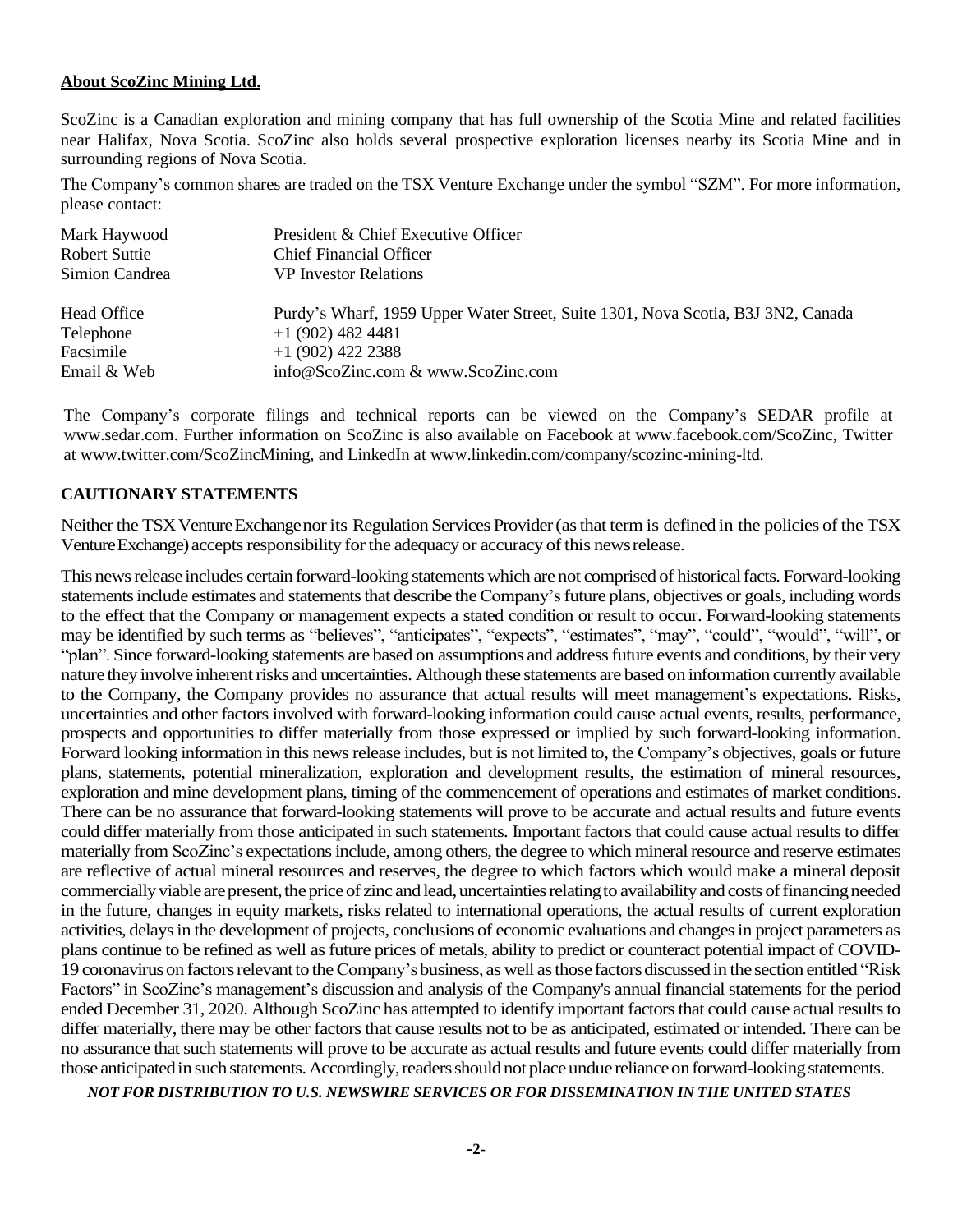## About ScoZinc Mining Ltd.

ScoZinc is a Canadian exploration and mining company that has full ownership of the Scotia Mine and related facilities near Halifax, Nova Scotia. ScoZinc also holds several prospective exploration licenses nearby its Scotia Mine and in surrounding regions of Nova Scotia.

The Company's common shares are traded on the TSX Venture Exchange under the symbol "SZM". For more information, please contact:

| | |
|---|---|
| Mark Haywood | President & Chief Executive Officer |
| Robert Suttie | Chief Financial Officer |
| Simion Candrea | VP Investor Relations |
| | |
| Head Office | Purdy's Wharf, 1959 Upper Water Street, Suite 1301, Nova Scotia, B3J 3N2, Canada |
| Telephone | +1 (902) 482 4481 |
| Facsimile | +1 (902) 422 2388 |
| Email & Web | info@ScoZinc.com & www.ScoZinc.com |

The Company's corporate filings and technical reports can be viewed on the Company's SEDAR profile at www.sedar.com. Further information on ScoZinc is also available on Facebook at www.facebook.com/ScoZinc, Twitter at www.twitter.com/ScoZincMining, and LinkedIn at www.linkedin.com/company/scozinc-mining-ltd.

## CAUTIONARY STATEMENTS

Neither the TSX Venture Exchange nor its Regulation Services Provider (as that term is defined in the policies of the TSX Venture Exchange) accepts responsibility for the adequacy or accuracy of this news release.

This news release includes certain forward-looking statements which are not comprised of historical facts. Forward-looking statements include estimates and statements that describe the Company's future plans, objectives or goals, including words to the effect that the Company or management expects a stated condition or result to occur. Forward-looking statements may be identified by such terms as "believes", "anticipates", "expects", "estimates", "may", "could", "would", "will", or "plan". Since forward-looking statements are based on assumptions and address future events and conditions, by their very nature they involve inherent risks and uncertainties. Although these statements are based on information currently available to the Company, the Company provides no assurance that actual results will meet management's expectations. Risks, uncertainties and other factors involved with forward-looking information could cause actual events, results, performance, prospects and opportunities to differ materially from those expressed or implied by such forward-looking information. Forward looking information in this news release includes, but is not limited to, the Company's objectives, goals or future plans, statements, potential mineralization, exploration and development results, the estimation of mineral resources, exploration and mine development plans, timing of the commencement of operations and estimates of market conditions. There can be no assurance that forward-looking statements will prove to be accurate and actual results and future events could differ materially from those anticipated in such statements. Important factors that could cause actual results to differ materially from ScoZinc's expectations include, among others, the degree to which mineral resource and reserve estimates are reflective of actual mineral resources and reserves, the degree to which factors which would make a mineral deposit commercially viable are present, the price of zinc and lead, uncertainties relating to availability and costs of financing needed in the future, changes in equity markets, risks related to international operations, the actual results of current exploration activities, delays in the development of projects, conclusions of economic evaluations and changes in project parameters as plans continue to be refined as well as future prices of metals, ability to predict or counteract potential impact of COVID-19 coronavirus on factors relevant to the Company's business, as well as those factors discussed in the section entitled "Risk Factors" in ScoZinc's management's discussion and analysis of the Company's annual financial statements for the period ended December 31, 2020. Although ScoZinc has attempted to identify important factors that could cause actual results to differ materially, there may be other factors that cause results not to be as anticipated, estimated or intended. There can be no assurance that such statements will prove to be accurate as actual results and future events could differ materially from those anticipated in such statements. Accordingly, readers should not place undue reliance on forward-looking statements.

***NOT FOR DISTRIBUTION TO U.S. NEWSWIRE SERVICES OR FOR DISSEMINATION IN THE UNITED STATES***